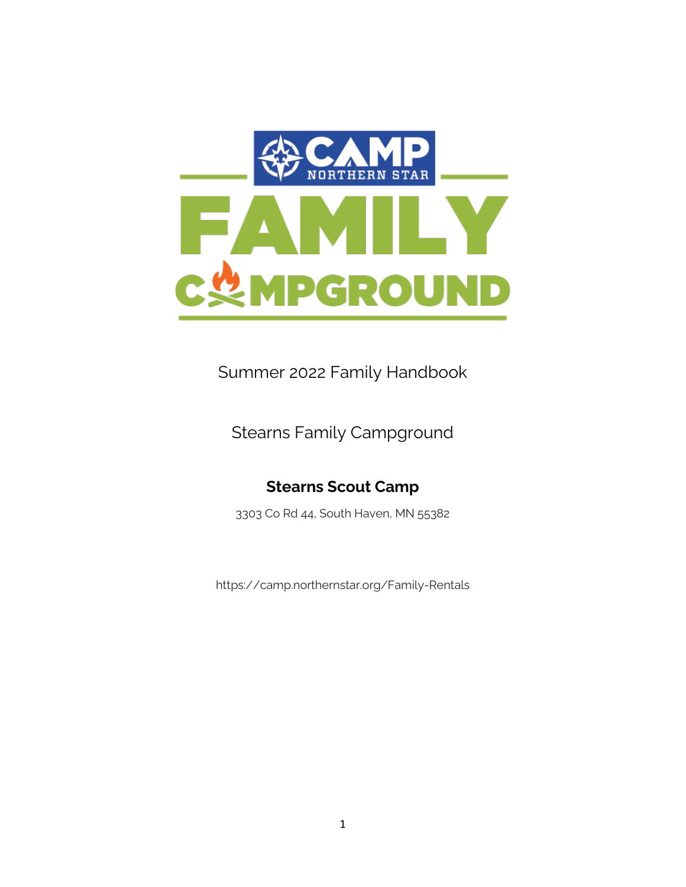# CAMP NORTHERN STAR

# FAMILY CAMPGROUND

Summer 2022 Family Handbook

Stearns Family Campground

**Stearns Scout Camp**

3303 Co Rd 44, South Haven, MN 55382

https://camp.northernstar.org/Family-Rentals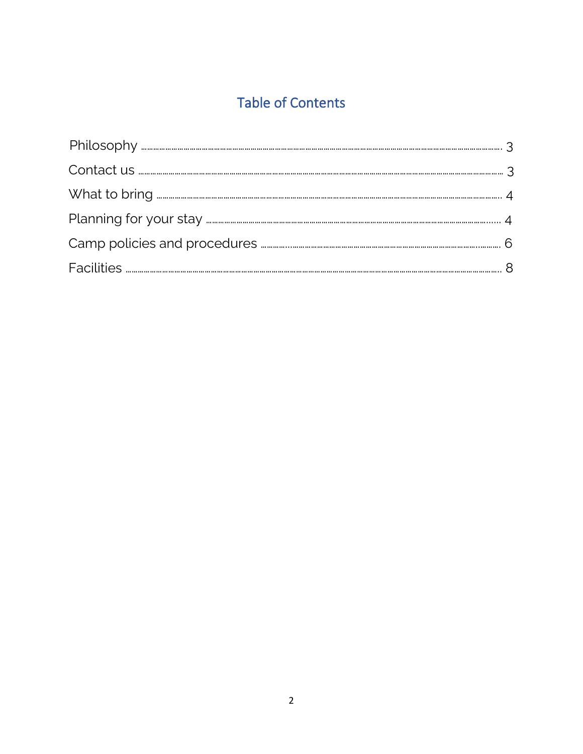## Table of Contents

| | |
|---|---|
| Philosophy | 3 |
| Contact us | 3 |
| What to bring | 4 |
| Planning for your stay | 4 |
| Camp policies and procedures | 6 |
| Facilities | 8 |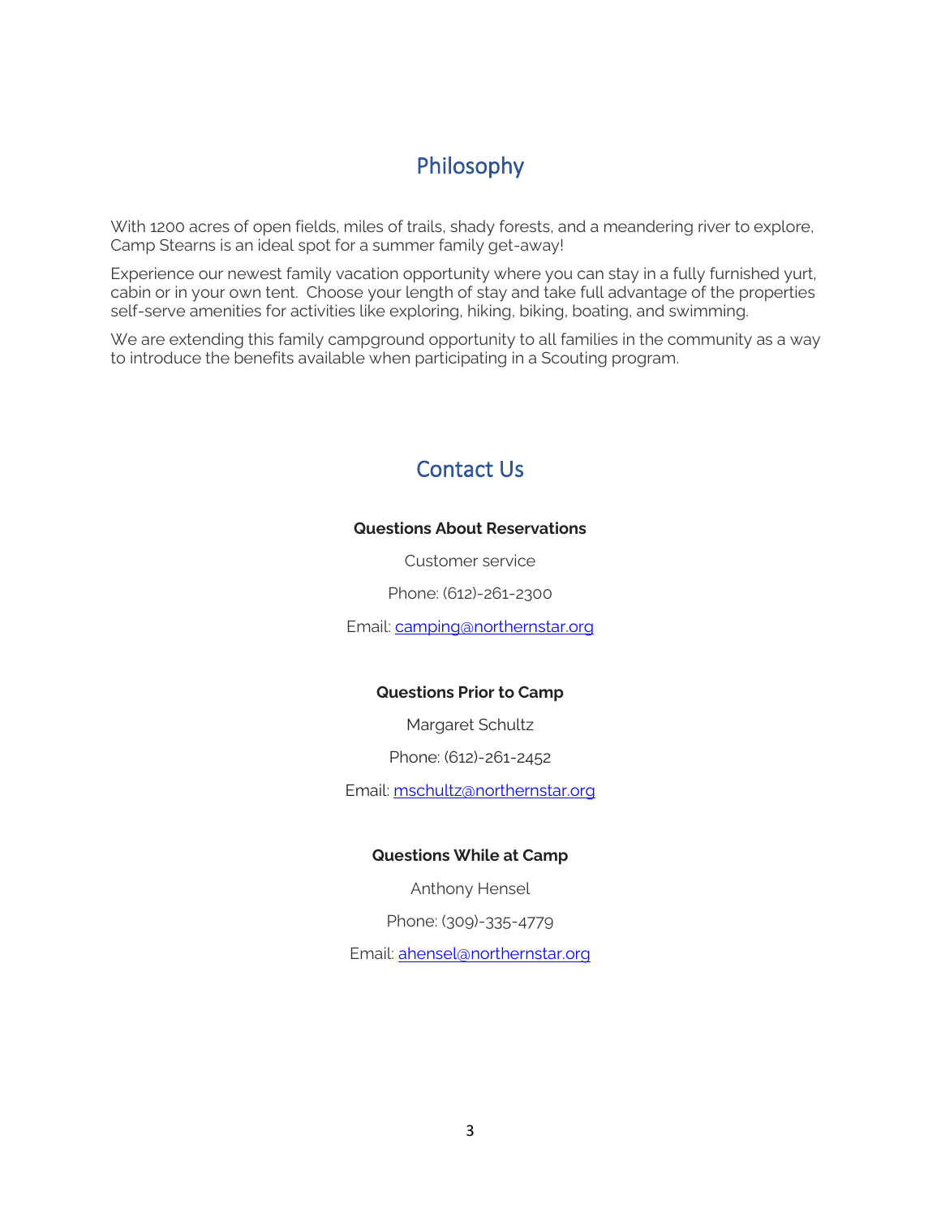## Philosophy

With 1200 acres of open fields, miles of trails, shady forests, and a meandering river to explore, Camp Stearns is an ideal spot for a summer family get-away!

Experience our newest family vacation opportunity where you can stay in a fully furnished yurt, cabin or in your own tent. Choose your length of stay and take full advantage of the properties self-serve amenities for activities like exploring, hiking, biking, boating, and swimming.

We are extending this family campground opportunity to all families in the community as a way to introduce the benefits available when participating in a Scouting program.

## Contact Us

**Questions About Reservations**

Customer service

Phone: (612)-261-2300

Email: camping@northernstar.org

**Questions Prior to Camp**

Margaret Schultz

Phone: (612)-261-2452

Email: mschultz@northernstar.org

**Questions While at Camp**

Anthony Hensel

Phone: (309)-335-4779

Email: ahensel@northernstar.org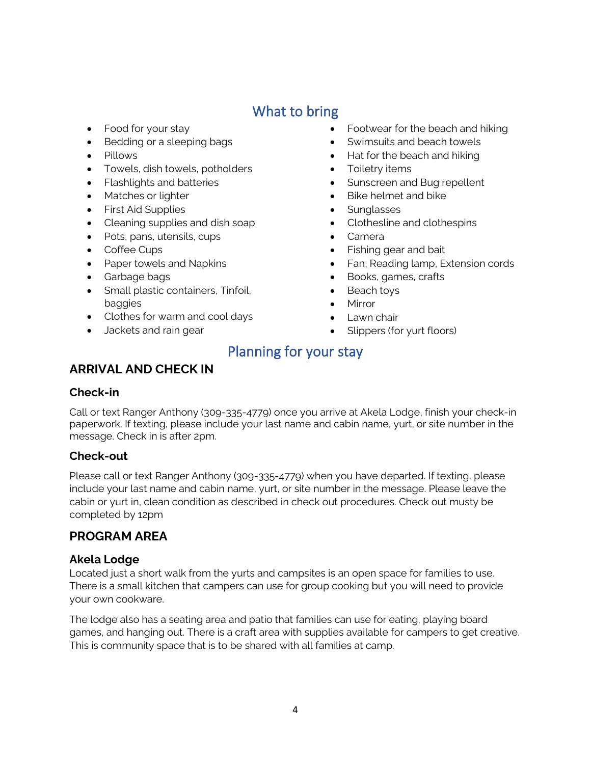## What to bring

- Food for your stay
- Bedding or a sleeping bags
- Pillows
- Towels, dish towels, potholders
- Flashlights and batteries
- Matches or lighter
- First Aid Supplies
- Cleaning supplies and dish soap
- Pots, pans, utensils, cups
- Coffee Cups
- Paper towels and Napkins
- Garbage bags
- Small plastic containers, Tinfoil, baggies
- Clothes for warm and cool days
- Jackets and rain gear
- Footwear for the beach and hiking
- Swimsuits and beach towels
- Hat for the beach and hiking
- Toiletry items
- Sunscreen and Bug repellent
- Bike helmet and bike
- Sunglasses
- Clothesline and clothespins
- Camera
- Fishing gear and bait
- Fan, Reading lamp, Extension cords
- Books, games, crafts
- Beach toys
- Mirror
- Lawn chair
- Slippers (for yurt floors)

## Planning for your stay

### ARRIVAL AND CHECK IN

#### Check-in

Call or text Ranger Anthony (309-335-4779) once you arrive at Akela Lodge, finish your check-in paperwork. If texting, please include your last name and cabin name, yurt, or site number in the message. Check in is after 2pm.

#### Check-out

Please call or text Ranger Anthony (309-335-4779) when you have departed. If texting, please include your last name and cabin name, yurt, or site number in the message. Please leave the cabin or yurt in, clean condition as described in check out procedures. Check out musty be completed by 12pm

### PROGRAM AREA

#### Akela Lodge

Located just a short walk from the yurts and campsites is an open space for families to use. There is a small kitchen that campers can use for group cooking but you will need to provide your own cookware.

The lodge also has a seating area and patio that families can use for eating, playing board games, and hanging out. There is a craft area with supplies available for campers to get creative. This is community space that is to be shared with all families at camp.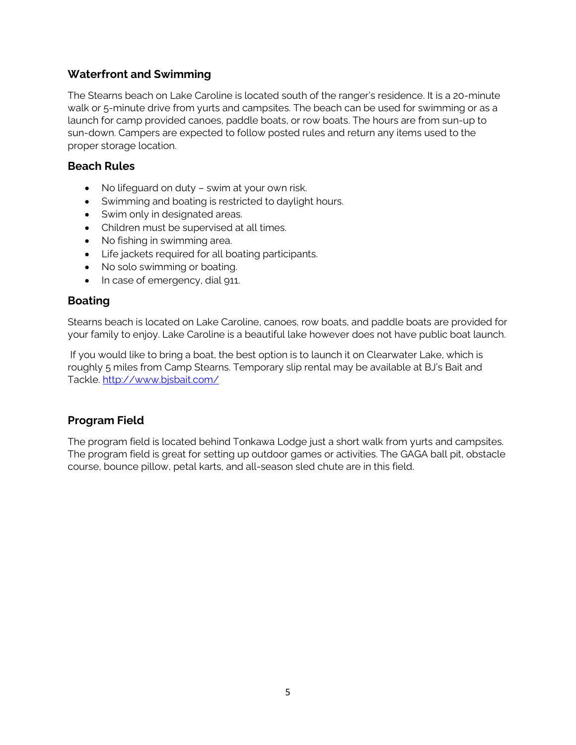## Waterfront and Swimming

The Stearns beach on Lake Caroline is located south of the ranger's residence. It is a 20-minute walk or 5-minute drive from yurts and campsites. The beach can be used for swimming or as a launch for camp provided canoes, paddle boats, or row boats. The hours are from sun-up to sun-down. Campers are expected to follow posted rules and return any items used to the proper storage location.

### Beach Rules

- No lifeguard on duty – swim at your own risk.
- Swimming and boating is restricted to daylight hours.
- Swim only in designated areas.
- Children must be supervised at all times.
- No fishing in swimming area.
- Life jackets required for all boating participants.
- No solo swimming or boating.
- In case of emergency, dial 911.

### Boating

Stearns beach is located on Lake Caroline, canoes, row boats, and paddle boats are provided for your family to enjoy. Lake Caroline is a beautiful lake however does not have public boat launch.

If you would like to bring a boat, the best option is to launch it on Clearwater Lake, which is roughly 5 miles from Camp Stearns. Temporary slip rental may be available at BJ's Bait and Tackle. [http://www.bjsbait.com/](http://www.bjsbait.com/)

## Program Field

The program field is located behind Tonkawa Lodge just a short walk from yurts and campsites. The program field is great for setting up outdoor games or activities. The GAGA ball pit, obstacle course, bounce pillow, petal karts, and all-season sled chute are in this field.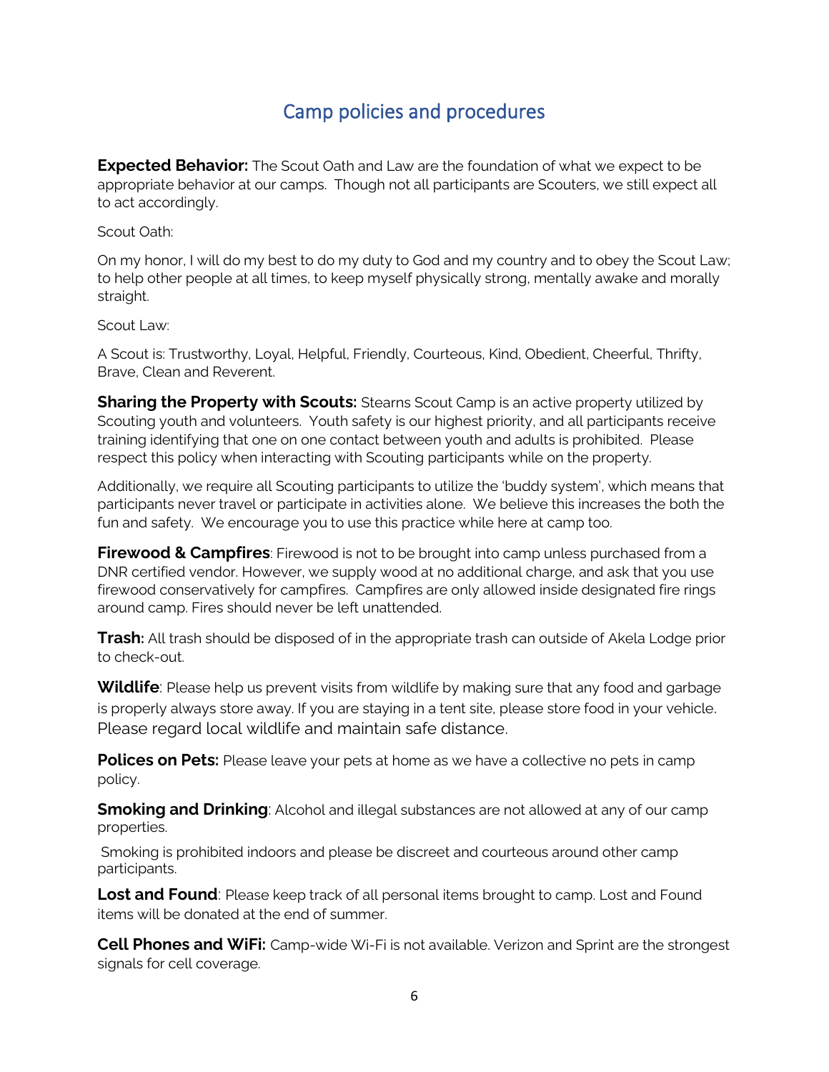# Camp policies and procedures

**Expected Behavior:** The Scout Oath and Law are the foundation of what we expect to be appropriate behavior at our camps. Though not all participants are Scouters, we still expect all to act accordingly.

Scout Oath:

On my honor, I will do my best to do my duty to God and my country and to obey the Scout Law; to help other people at all times, to keep myself physically strong, mentally awake and morally straight.

Scout Law:

A Scout is: Trustworthy, Loyal, Helpful, Friendly, Courteous, Kind, Obedient, Cheerful, Thrifty, Brave, Clean and Reverent.

**Sharing the Property with Scouts:** Stearns Scout Camp is an active property utilized by Scouting youth and volunteers. Youth safety is our highest priority, and all participants receive training identifying that one on one contact between youth and adults is prohibited. Please respect this policy when interacting with Scouting participants while on the property.

Additionally, we require all Scouting participants to utilize the 'buddy system', which means that participants never travel or participate in activities alone. We believe this increases the both the fun and safety. We encourage you to use this practice while here at camp too.

**Firewood & Campfires**: Firewood is not to be brought into camp unless purchased from a DNR certified vendor. However, we supply wood at no additional charge, and ask that you use firewood conservatively for campfires. Campfires are only allowed inside designated fire rings around camp. Fires should never be left unattended.

**Trash:** All trash should be disposed of in the appropriate trash can outside of Akela Lodge prior to check-out.

**Wildlife**: Please help us prevent visits from wildlife by making sure that any food and garbage is properly always store away. If you are staying in a tent site, please store food in your vehicle. Please regard local wildlife and maintain safe distance.

**Polices on Pets:** Please leave your pets at home as we have a collective no pets in camp policy.

**Smoking and Drinking**: Alcohol and illegal substances are not allowed at any of our camp properties.

Smoking is prohibited indoors and please be discreet and courteous around other camp participants.

**Lost and Found**: Please keep track of all personal items brought to camp. Lost and Found items will be donated at the end of summer.

**Cell Phones and WiFi:** Camp-wide Wi-Fi is not available. Verizon and Sprint are the strongest signals for cell coverage.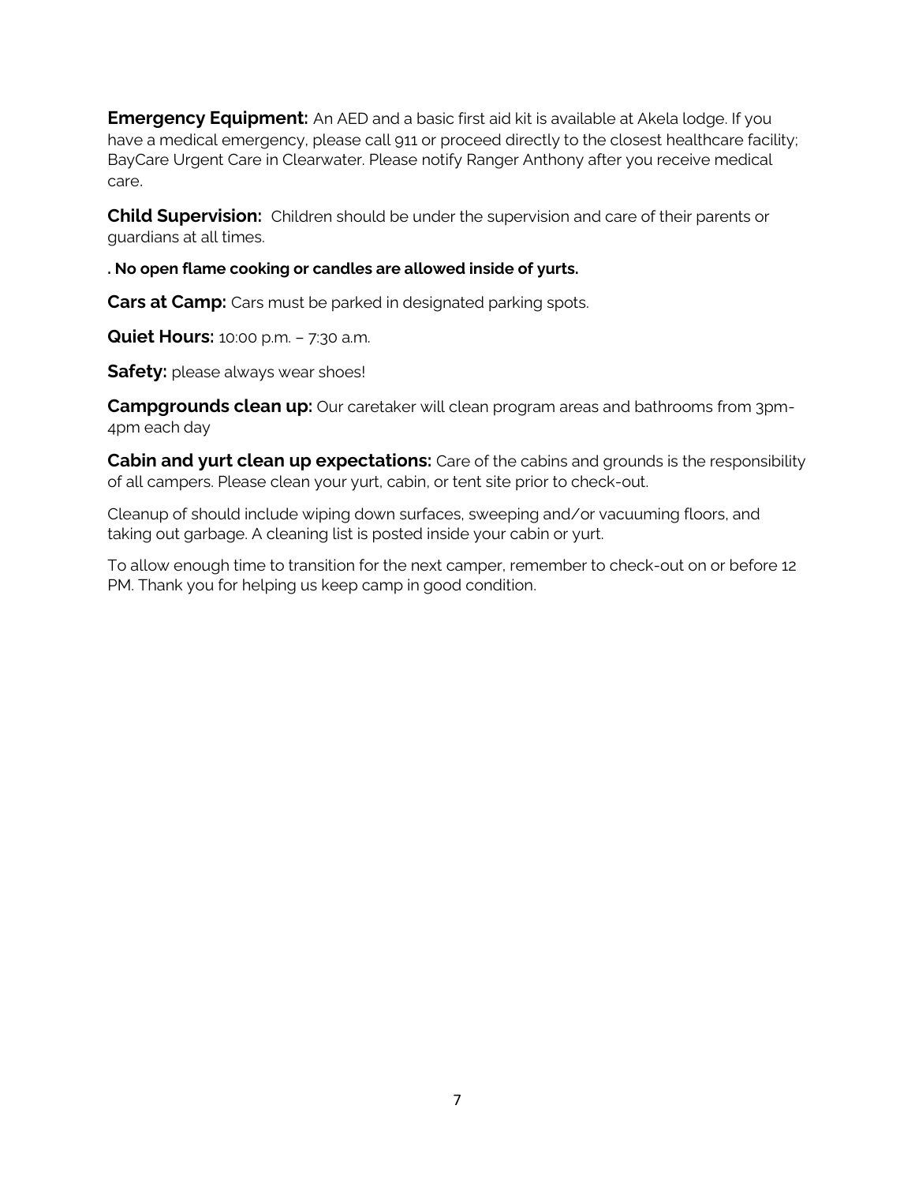**Emergency Equipment:** An AED and a basic first aid kit is available at Akela lodge. If you have a medical emergency, please call 911 or proceed directly to the closest healthcare facility; BayCare Urgent Care in Clearwater. Please notify Ranger Anthony after you receive medical care.

**Child Supervision:** Children should be under the supervision and care of their parents or guardians at all times.

**. No open flame cooking or candles are allowed inside of yurts.**

**Cars at Camp:** Cars must be parked in designated parking spots.

**Quiet Hours:** 10:00 p.m. – 7:30 a.m.

**Safety:** please always wear shoes!

**Campgrounds clean up:** Our caretaker will clean program areas and bathrooms from 3pm-4pm each day

**Cabin and yurt clean up expectations:** Care of the cabins and grounds is the responsibility of all campers. Please clean your yurt, cabin, or tent site prior to check-out.

Cleanup of should include wiping down surfaces, sweeping and/or vacuuming floors, and taking out garbage. A cleaning list is posted inside your cabin or yurt.

To allow enough time to transition for the next camper, remember to check-out on or before 12 PM. Thank you for helping us keep camp in good condition.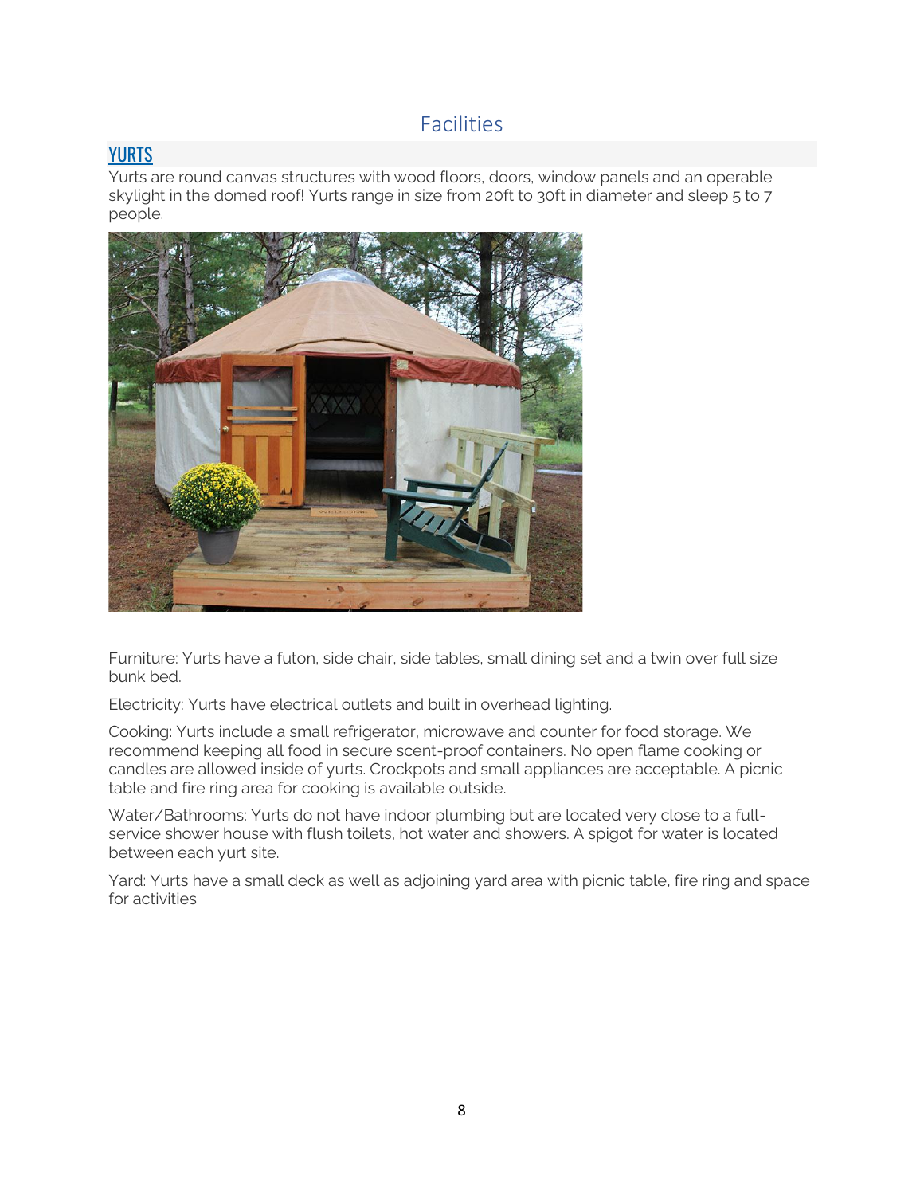# Facilities

## YURTS

Yurts are round canvas structures with wood floors, doors, window panels and an operable skylight in the domed roof! Yurts range in size from 20ft to 30ft in diameter and sleep 5 to 7 people.

Furniture: Yurts have a futon, side chair, side tables, small dining set and a twin over full size bunk bed.

Electricity: Yurts have electrical outlets and built in overhead lighting.

Cooking: Yurts include a small refrigerator, microwave and counter for food storage. We recommend keeping all food in secure scent-proof containers. No open flame cooking or candles are allowed inside of yurts. Crockpots and small appliances are acceptable. A picnic table and fire ring area for cooking is available outside.

Water/Bathrooms: Yurts do not have indoor plumbing but are located very close to a full-service shower house with flush toilets, hot water and showers. A spigot for water is located between each yurt site.

Yard: Yurts have a small deck as well as adjoining yard area with picnic table, fire ring and space for activities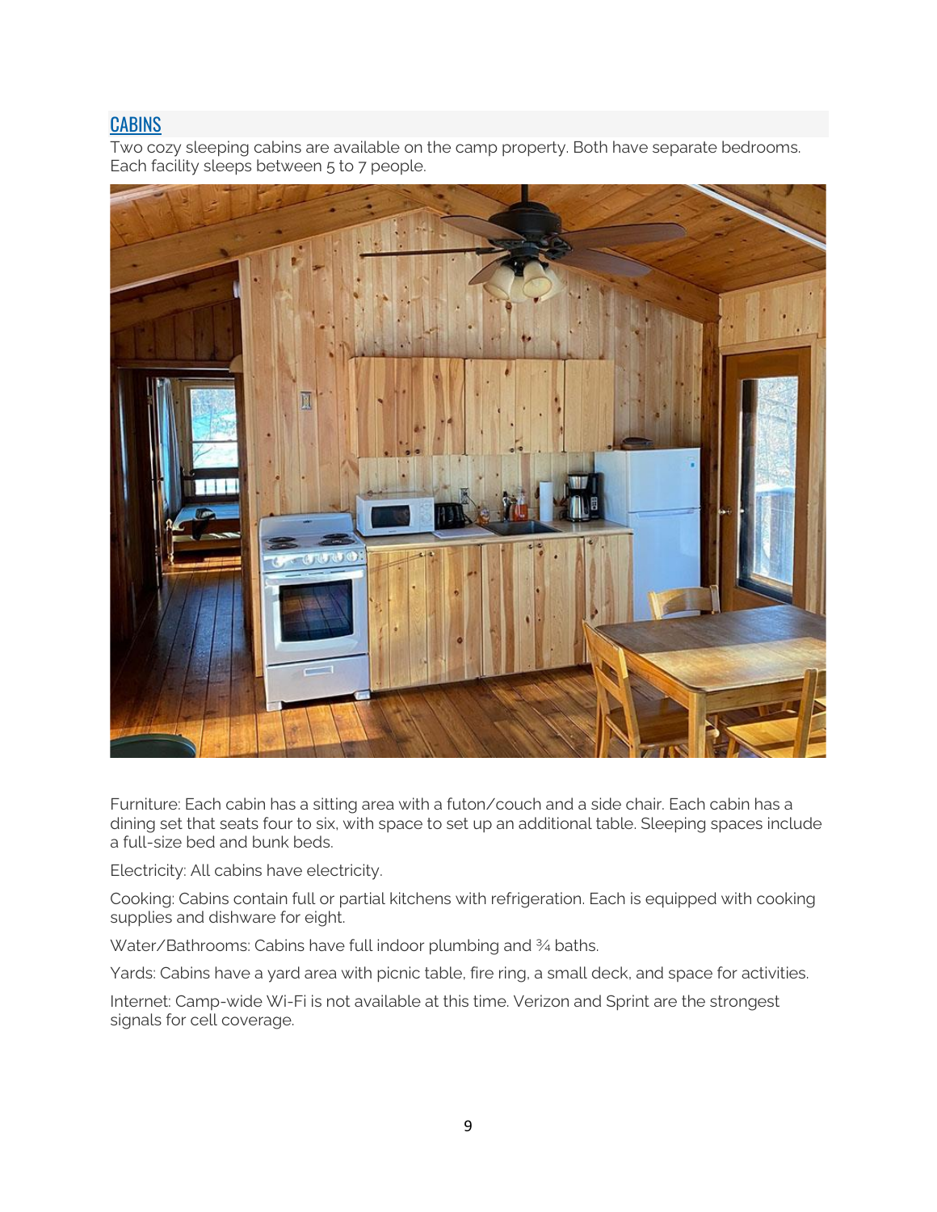## CABINS

Two cozy sleeping cabins are available on the camp property. Both have separate bedrooms. Each facility sleeps between 5 to 7 people.

Furniture: Each cabin has a sitting area with a futon/couch and a side chair. Each cabin has a dining set that seats four to six, with space to set up an additional table. Sleeping spaces include a full-size bed and bunk beds.

Electricity: All cabins have electricity.

Cooking: Cabins contain full or partial kitchens with refrigeration. Each is equipped with cooking supplies and dishware for eight.

Water/Bathrooms: Cabins have full indoor plumbing and ¾ baths.

Yards: Cabins have a yard area with picnic table, fire ring, a small deck, and space for activities.

Internet: Camp-wide Wi-Fi is not available at this time. Verizon and Sprint are the strongest signals for cell coverage.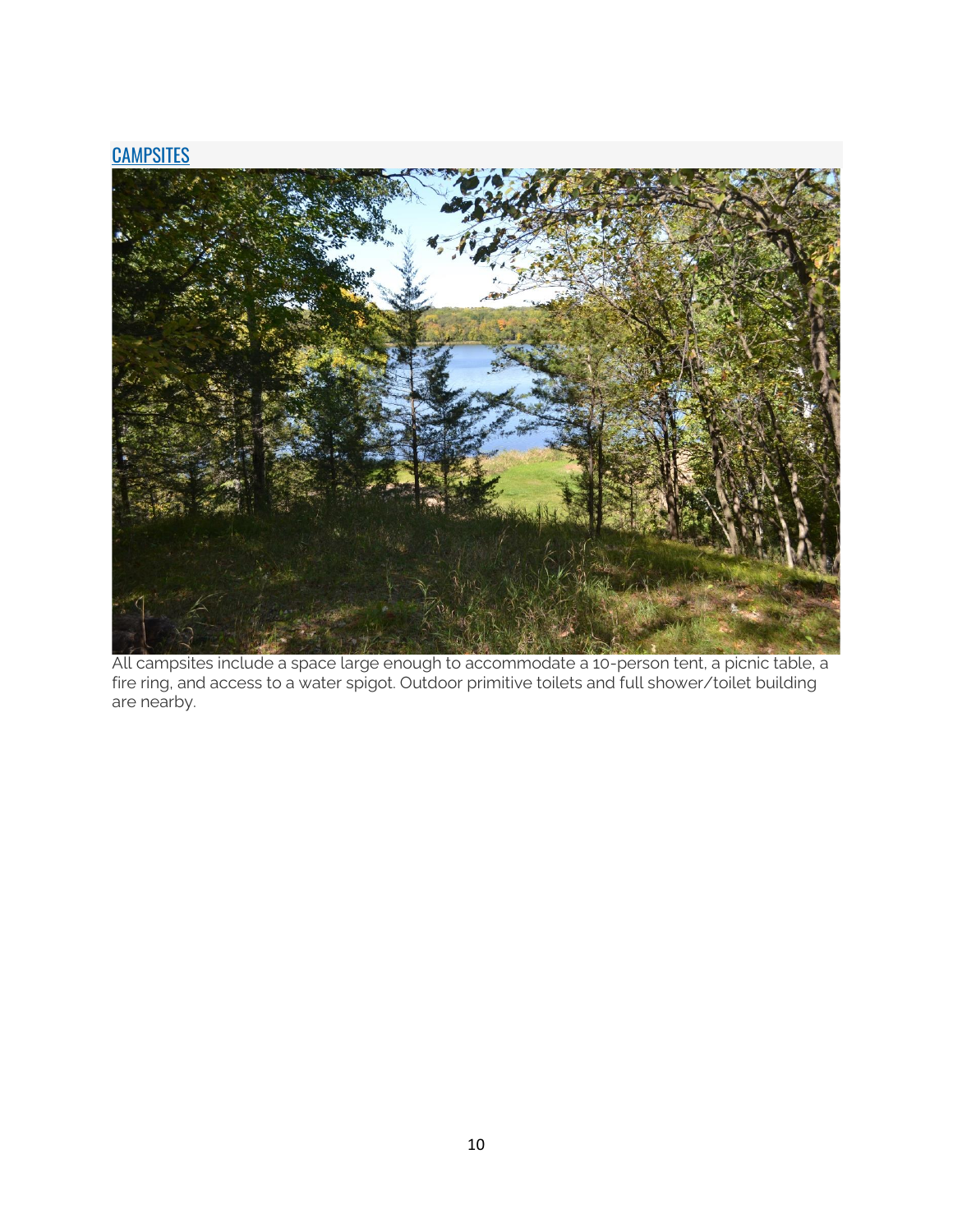## [CAMPSITES]

All campsites include a space large enough to accommodate a 10-person tent, a picnic table, a fire ring, and access to a water spigot. Outdoor primitive toilets and full shower/toilet building are nearby.